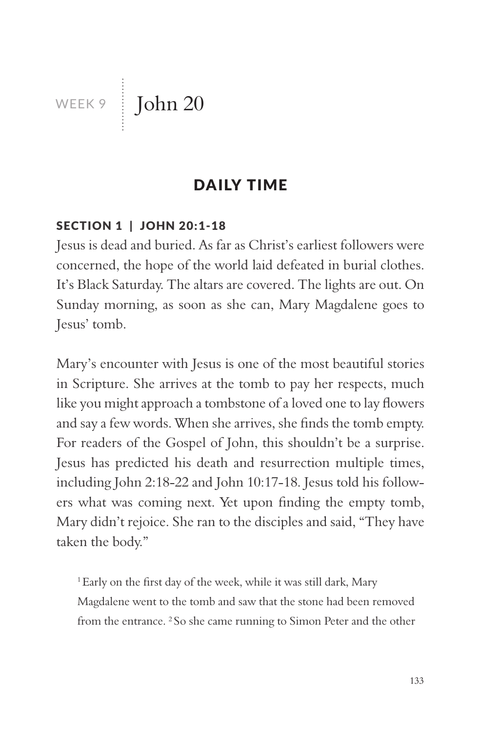# WEEK 9 | John 20

## DAILY TIME

### SECTION 1 | JOHN 20:1-18

Jesus is dead and buried. As far as Christ's earliest followers were concerned, the hope of the world laid defeated in burial clothes. It's Black Saturday. The altars are covered. The lights are out. On Sunday morning, as soon as she can, Mary Magdalene goes to Jesus' tomb.

Mary's encounter with Jesus is one of the most beautiful stories in Scripture. She arrives at the tomb to pay her respects, much like you might approach a tombstone of a loved one to lay flowers and say a few words. When she arrives, she finds the tomb empty. For readers of the Gospel of John, this shouldn't be a surprise. Jesus has predicted his death and resurrection multiple times, including John 2:18-22 and John 10:17-18. Jesus told his followers what was coming next. Yet upon finding the empty tomb, Mary didn't rejoice. She ran to the disciples and said, "They have taken the body."

> [1] Early on the first day of the week, while it was still dark, Mary Magdalene went to the tomb and saw that the stone had been removed from the entrance. [2] So she came running to Simon Peter and the other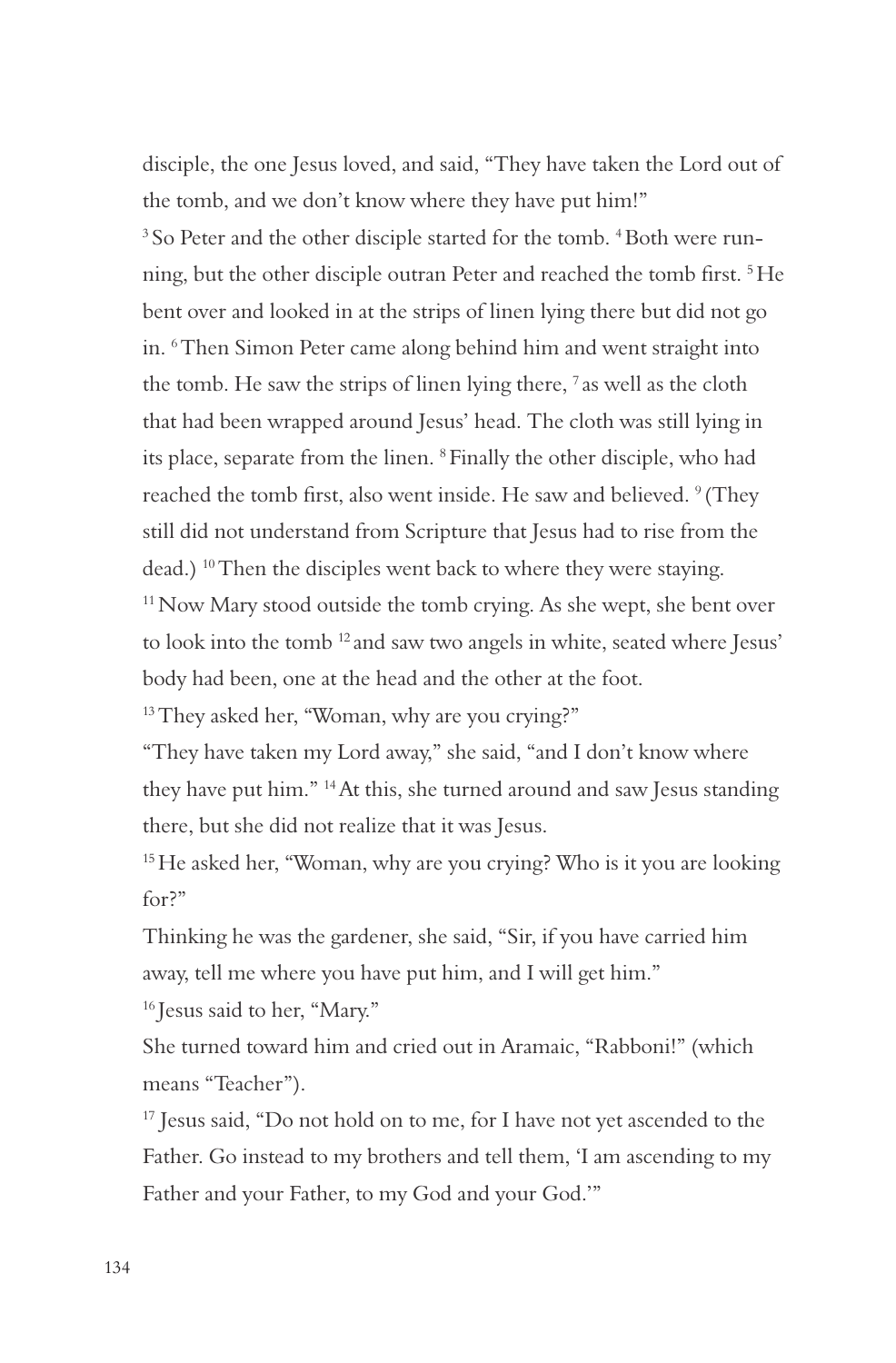disciple, the one Jesus loved, and said, "They have taken the Lord out of the tomb, and we don't know where they have put him!"

[3] So Peter and the other disciple started for the tomb. [4] Both were running, but the other disciple outran Peter and reached the tomb first. [5] He bent over and looked in at the strips of linen lying there but did not go in. [6] Then Simon Peter came along behind him and went straight into the tomb. He saw the strips of linen lying there, [7] as well as the cloth that had been wrapped around Jesus' head. The cloth was still lying in its place, separate from the linen. [8] Finally the other disciple, who had reached the tomb first, also went inside. He saw and believed. [9] (They still did not understand from Scripture that Jesus had to rise from the dead.) [10] Then the disciples went back to where they were staying.

[11] Now Mary stood outside the tomb crying. As she wept, she bent over to look into the tomb [12] and saw two angels in white, seated where Jesus' body had been, one at the head and the other at the foot.

[13] They asked her, "Woman, why are you crying?"

"They have taken my Lord away," she said, "and I don't know where they have put him." [14] At this, she turned around and saw Jesus standing there, but she did not realize that it was Jesus.

[15] He asked her, "Woman, why are you crying? Who is it you are looking for?"

Thinking he was the gardener, she said, "Sir, if you have carried him away, tell me where you have put him, and I will get him."

[16] Jesus said to her, "Mary."

She turned toward him and cried out in Aramaic, "Rabboni!" (which means "Teacher").

[17] Jesus said, "Do not hold on to me, for I have not yet ascended to the Father. Go instead to my brothers and tell them, 'I am ascending to my Father and your Father, to my God and your God.'"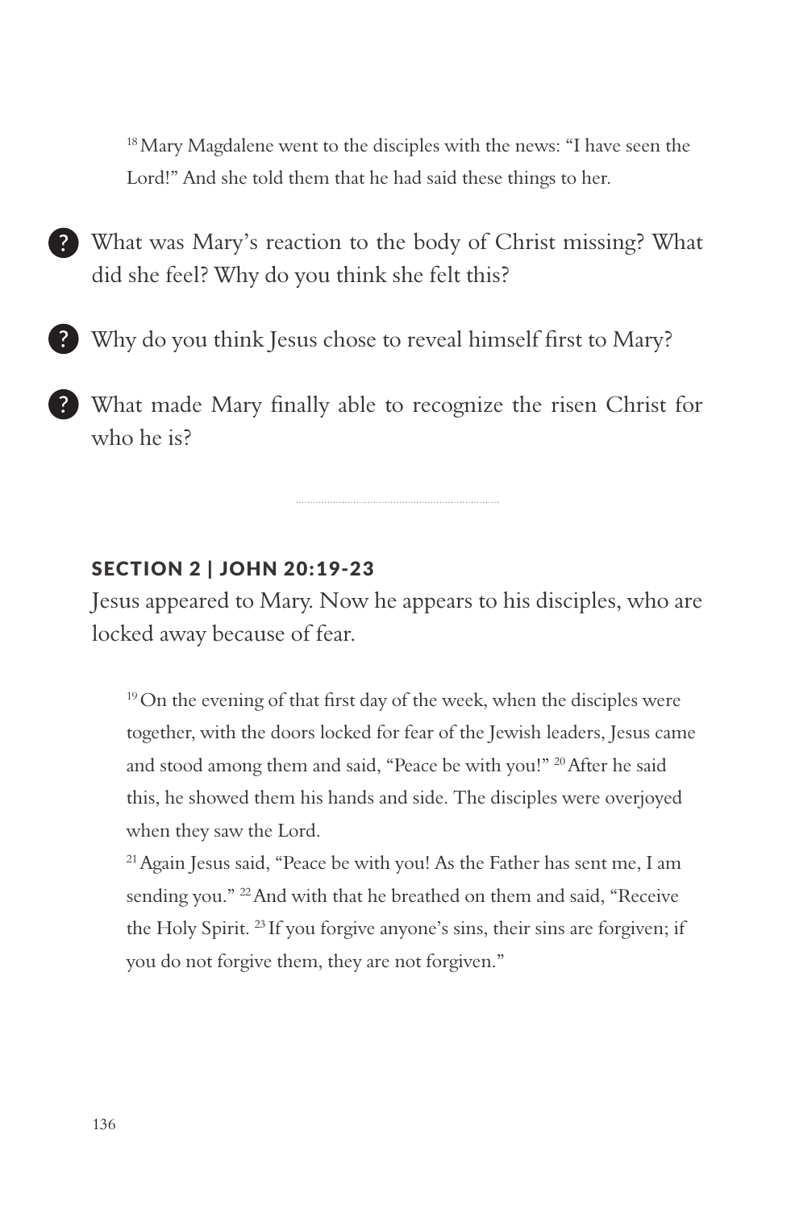[18] Mary Magdalene went to the disciples with the news: "I have seen the Lord!" And she told them that he had said these things to her.

- What was Mary's reaction to the body of Christ missing? What did she feel? Why do you think she felt this?
- Why do you think Jesus chose to reveal himself first to Mary?
- What made Mary finally able to recognize the risen Christ for who he is?

---

## SECTION 2 | JOHN 20:19-23

Jesus appeared to Mary. Now he appears to his disciples, who are locked away because of fear.

[19] On the evening of that first day of the week, when the disciples were together, with the doors locked for fear of the Jewish leaders, Jesus came and stood among them and said, "Peace be with you!" [20] After he said this, he showed them his hands and side. The disciples were overjoyed when they saw the Lord.

[21] Again Jesus said, "Peace be with you! As the Father has sent me, I am sending you." [22] And with that he breathed on them and said, "Receive the Holy Spirit. [23] If you forgive anyone's sins, their sins are forgiven; if you do not forgive them, they are not forgiven."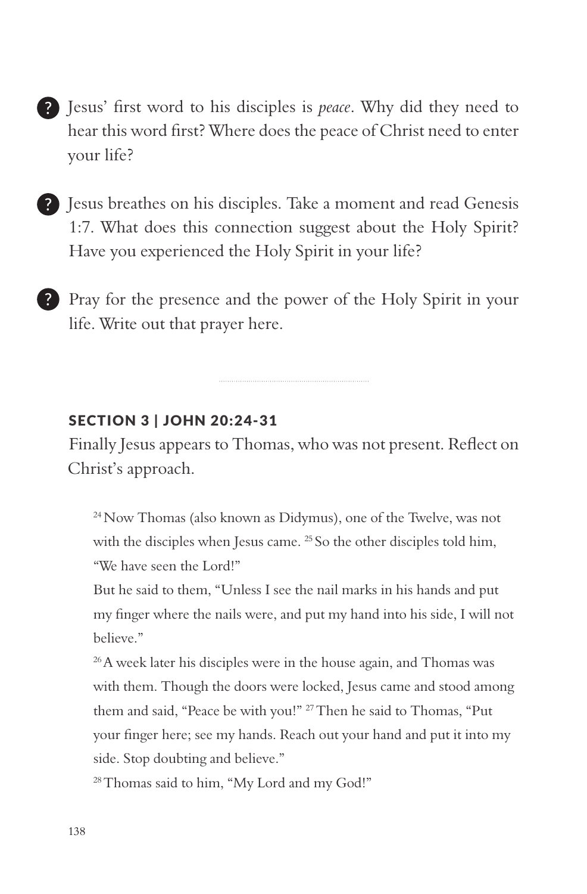- ❓ Jesus' first word to his disciples is *peace*. Why did they need to hear this word first? Where does the peace of Christ need to enter your life?

- ❓ Jesus breathes on his disciples. Take a moment and read Genesis 1:7. What does this connection suggest about the Holy Spirit? Have you experienced the Holy Spirit in your life?

- ❓ Pray for the presence and the power of the Holy Spirit in your life. Write out that prayer here.

---

## SECTION 3 | JOHN 20:24-31

Finally Jesus appears to Thomas, who was not present. Reflect on Christ's approach.

> [24] Now Thomas (also known as Didymus), one of the Twelve, was not with the disciples when Jesus came. [25] So the other disciples told him, "We have seen the Lord!"
>
> But he said to them, "Unless I see the nail marks in his hands and put my finger where the nails were, and put my hand into his side, I will not believe."
>
> [26] A week later his disciples were in the house again, and Thomas was with them. Though the doors were locked, Jesus came and stood among them and said, "Peace be with you!" [27] Then he said to Thomas, "Put your finger here; see my hands. Reach out your hand and put it into my side. Stop doubting and believe."
>
> [28] Thomas said to him, "My Lord and my God!"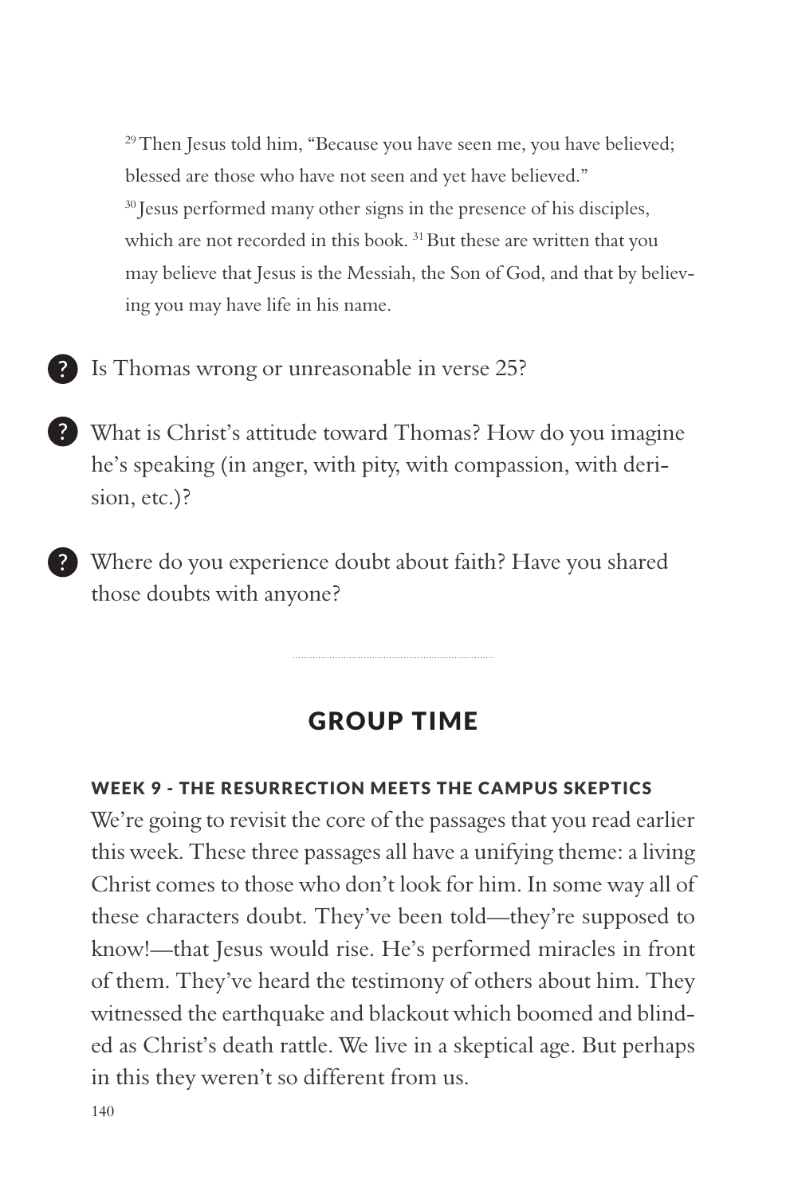> [29] Then Jesus told him, "Because you have seen me, you have believed; blessed are those who have not seen and yet have believed."
> [30] Jesus performed many other signs in the presence of his disciples, which are not recorded in this book. [31] But these are written that you may believe that Jesus is the Messiah, the Son of God, and that by believing you may have life in his name.

- Is Thomas wrong or unreasonable in verse 25?

- What is Christ's attitude toward Thomas? How do you imagine he's speaking (in anger, with pity, with compassion, with derision, etc.)?

- Where do you experience doubt about faith? Have you shared those doubts with anyone?

---

## GROUP TIME

### WEEK 9 - THE RESURRECTION MEETS THE CAMPUS SKEPTICS

We're going to revisit the core of the passages that you read earlier this week. These three passages all have a unifying theme: a living Christ comes to those who don't look for him. In some way all of these characters doubt. They've been told—they're supposed to know!—that Jesus would rise. He's performed miracles in front of them. They've heard the testimony of others about him. They witnessed the earthquake and blackout which boomed and blinded as Christ's death rattle. We live in a skeptical age. But perhaps in this they weren't so different from us.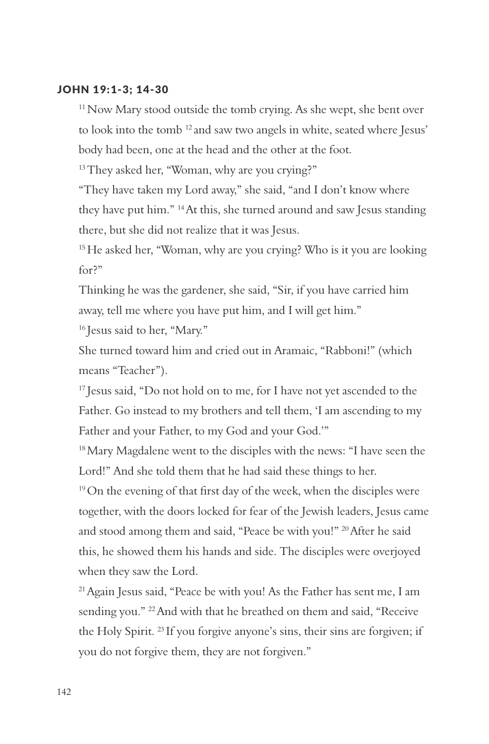### JOHN 19:1-3; 14-30

[11] Now Mary stood outside the tomb crying. As she wept, she bent over to look into the tomb [12] and saw two angels in white, seated where Jesus' body had been, one at the head and the other at the foot.

[13] They asked her, "Woman, why are you crying?"

"They have taken my Lord away," she said, "and I don't know where they have put him." [14] At this, she turned around and saw Jesus standing there, but she did not realize that it was Jesus.

[15] He asked her, "Woman, why are you crying? Who is it you are looking for?"

Thinking he was the gardener, she said, "Sir, if you have carried him away, tell me where you have put him, and I will get him."

[16] Jesus said to her, "Mary."

She turned toward him and cried out in Aramaic, "Rabboni!" (which means "Teacher").

[17] Jesus said, "Do not hold on to me, for I have not yet ascended to the Father. Go instead to my brothers and tell them, 'I am ascending to my Father and your Father, to my God and your God.'"

[18] Mary Magdalene went to the disciples with the news: "I have seen the Lord!" And she told them that he had said these things to her.

[19] On the evening of that first day of the week, when the disciples were together, with the doors locked for fear of the Jewish leaders, Jesus came and stood among them and said, "Peace be with you!" [20] After he said this, he showed them his hands and side. The disciples were overjoyed when they saw the Lord.

[21] Again Jesus said, "Peace be with you! As the Father has sent me, I am sending you." [22] And with that he breathed on them and said, "Receive the Holy Spirit. [23] If you forgive anyone's sins, their sins are forgiven; if you do not forgive them, they are not forgiven."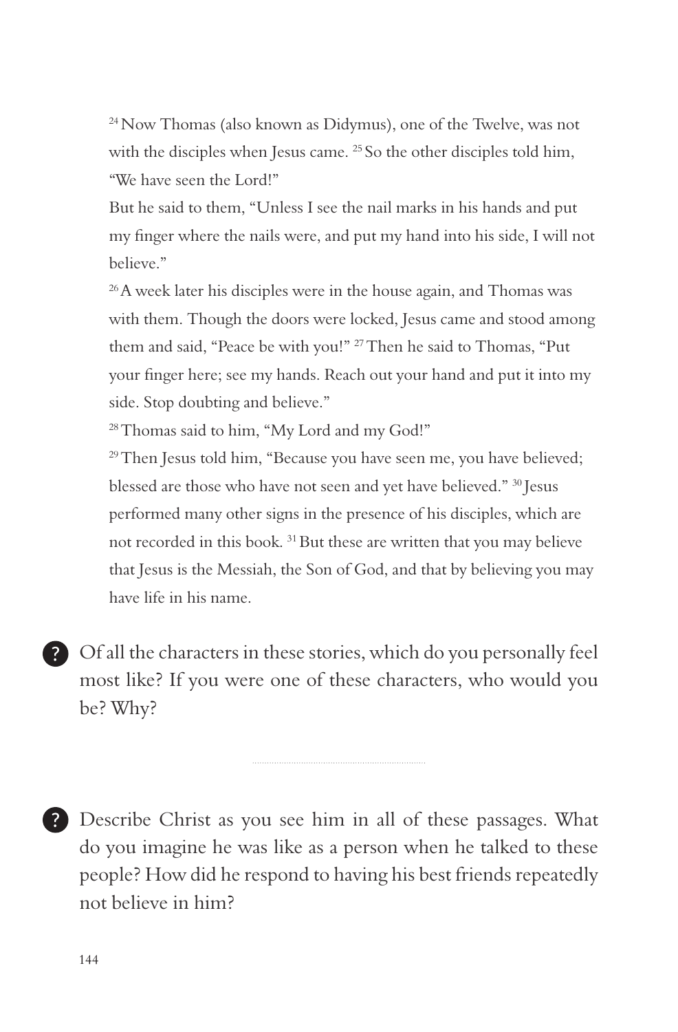[24] Now Thomas (also known as Didymus), one of the Twelve, was not with the disciples when Jesus came. [25] So the other disciples told him, "We have seen the Lord!"

But he said to them, "Unless I see the nail marks in his hands and put my finger where the nails were, and put my hand into his side, I will not believe."

[26] A week later his disciples were in the house again, and Thomas was with them. Though the doors were locked, Jesus came and stood among them and said, "Peace be with you!" [27] Then he said to Thomas, "Put your finger here; see my hands. Reach out your hand and put it into my side. Stop doubting and believe."

[28] Thomas said to him, "My Lord and my God!"

[29] Then Jesus told him, "Because you have seen me, you have believed; blessed are those who have not seen and yet have believed." [30] Jesus performed many other signs in the presence of his disciples, which are not recorded in this book. [31] But these are written that you may believe that Jesus is the Messiah, the Son of God, and that by believing you may have life in his name.

**?** Of all the characters in these stories, which do you personally feel most like? If you were one of these characters, who would you be? Why?

**?** Describe Christ as you see him in all of these passages. What do you imagine he was like as a person when he talked to these people? How did he respond to having his best friends repeatedly not believe in him?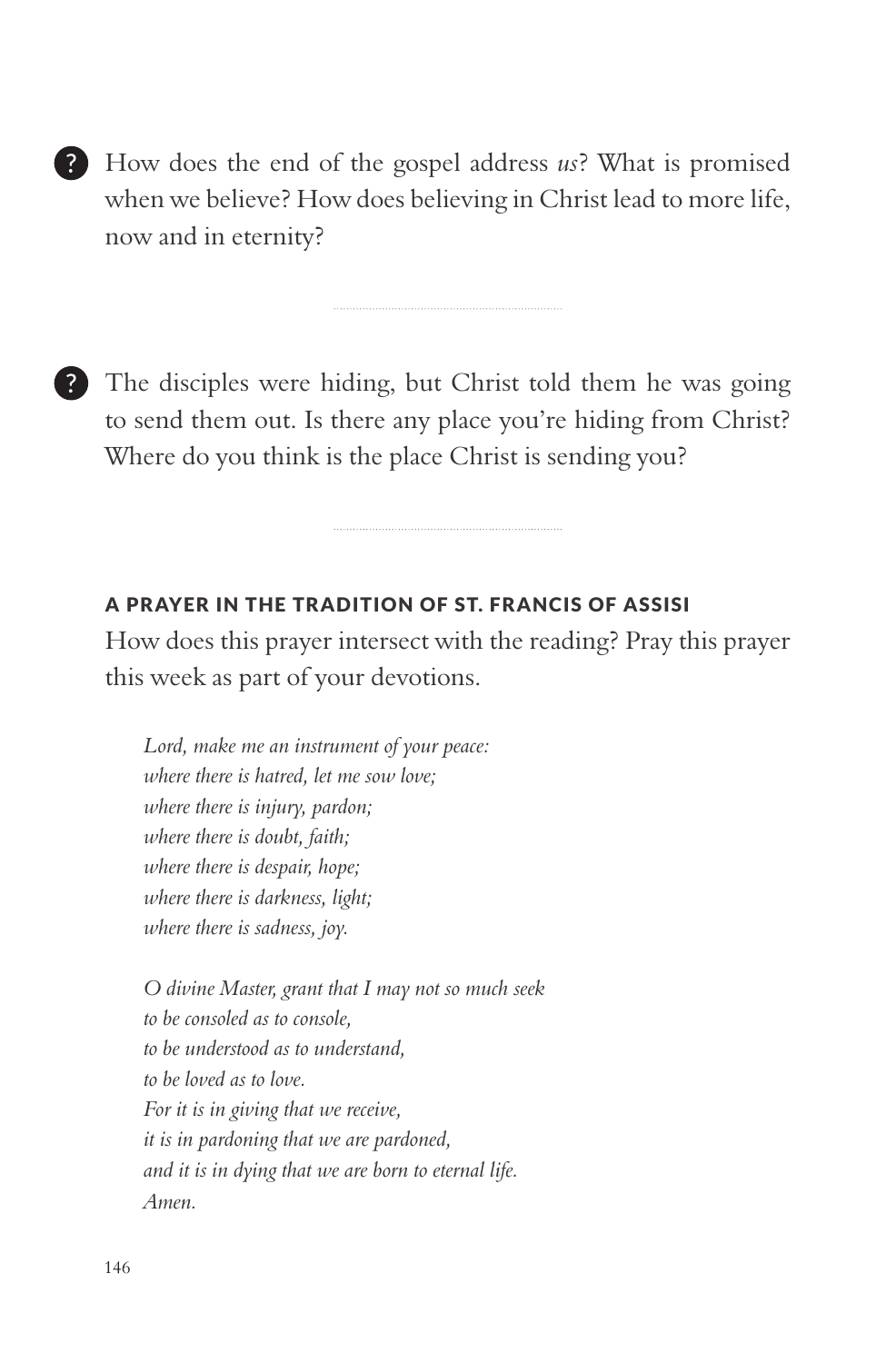? How does the end of the gospel address *us*? What is promised when we believe? How does believing in Christ lead to more life, now and in eternity?

---

? The disciples were hiding, but Christ told them he was going to send them out. Is there any place you're hiding from Christ? Where do you think is the place Christ is sending you?

---

### A PRAYER IN THE TRADITION OF ST. FRANCIS OF ASSISI

How does this prayer intersect with the reading? Pray this prayer this week as part of your devotions.

*Lord, make me an instrument of your peace:*
*where there is hatred, let me sow love;*
*where there is injury, pardon;*
*where there is doubt, faith;*
*where there is despair, hope;*
*where there is darkness, light;*
*where there is sadness, joy.*

*O divine Master, grant that I may not so much seek*
*to be consoled as to console,*
*to be understood as to understand,*
*to be loved as to love.*
*For it is in giving that we receive,*
*it is in pardoning that we are pardoned,*
*and it is in dying that we are born to eternal life.*
*Amen.*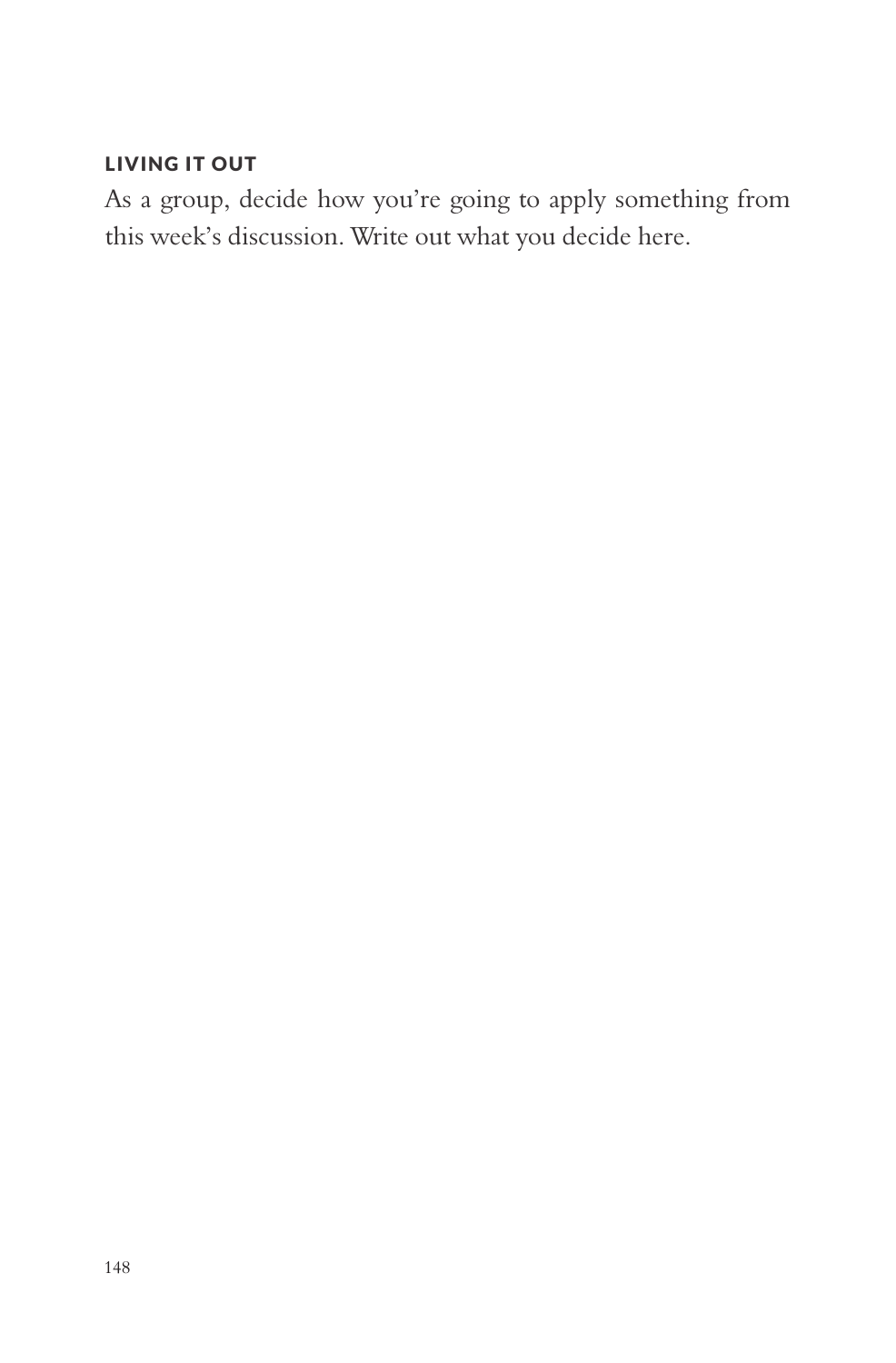### LIVING IT OUT

As a group, decide how you're going to apply something from this week's discussion. Write out what you decide here.